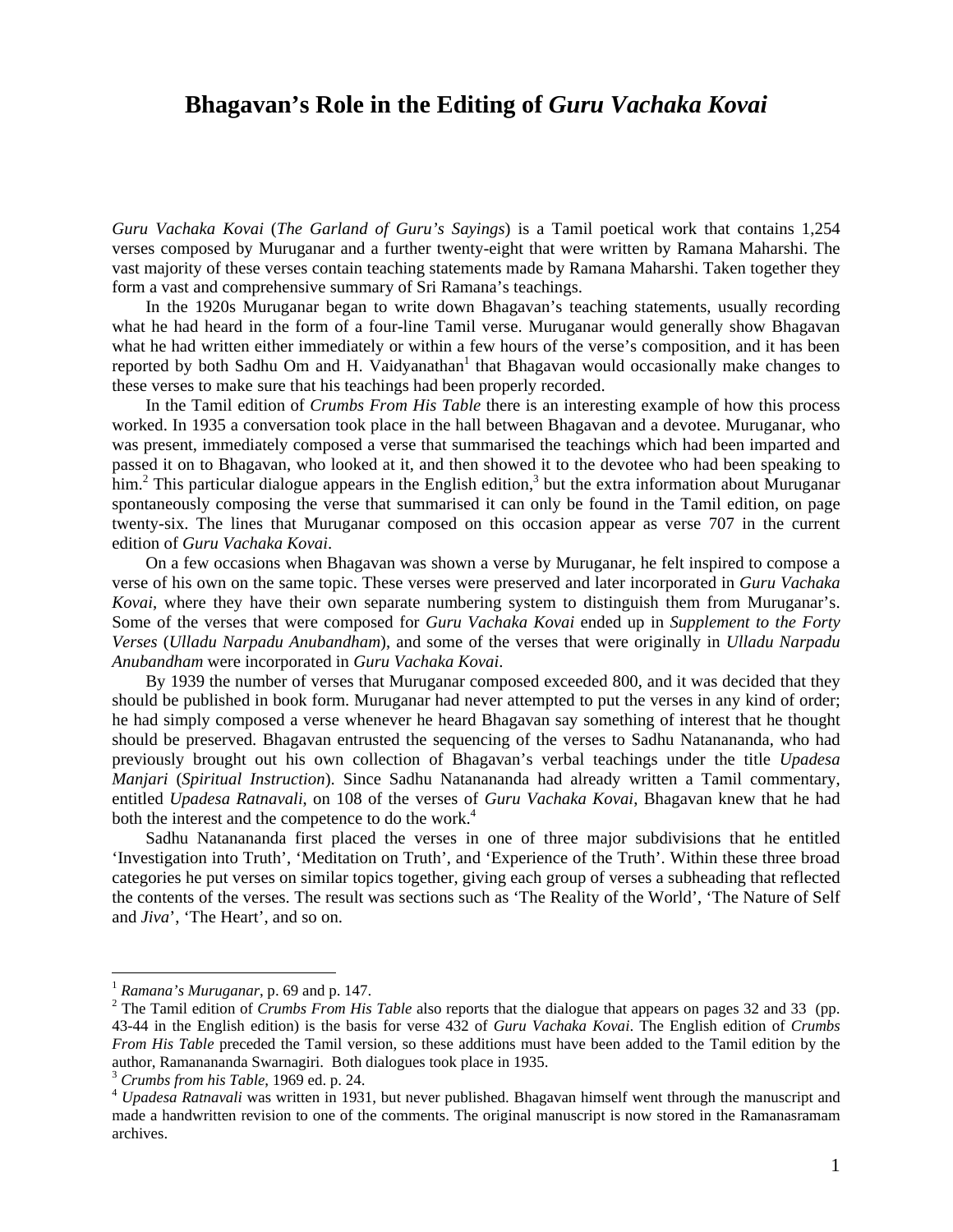# Bhagavan's Role in the Editing of *Guru Vachaka Kovai*

*Guru Vachaka Kovai* (*The Garland of Guru's Sayings*) is a Tamil poetical work that contains 1,254 verses composed by Muruganar and a further twenty-eight that were written by Ramana Maharshi. The vast majority of these verses contain teaching statements made by Ramana Maharshi. Taken together they form a vast and comprehensive summary of Sri Ramana's teachings.

In the 1920s Muruganar began to write down Bhagavan's teaching statements, usually recording what he had heard in the form of a four-line Tamil verse. Muruganar would generally show Bhagavan what he had written either immediately or within a few hours of the verse's composition, and it has been reported by both Sadhu Om and H. Vaidyanathan[1] that Bhagavan would occasionally make changes to these verses to make sure that his teachings had been properly recorded.

In the Tamil edition of *Crumbs From His Table* there is an interesting example of how this process worked. In 1935 a conversation took place in the hall between Bhagavan and a devotee. Muruganar, who was present, immediately composed a verse that summarised the teachings which had been imparted and passed it on to Bhagavan, who looked at it, and then showed it to the devotee who had been speaking to him.[2] This particular dialogue appears in the English edition,[3] but the extra information about Muruganar spontaneously composing the verse that summarised it can only be found in the Tamil edition, on page twenty-six. The lines that Muruganar composed on this occasion appear as verse 707 in the current edition of *Guru Vachaka Kovai*.

On a few occasions when Bhagavan was shown a verse by Muruganar, he felt inspired to compose a verse of his own on the same topic. These verses were preserved and later incorporated in *Guru Vachaka Kovai*, where they have their own separate numbering system to distinguish them from Muruganar's. Some of the verses that were composed for *Guru Vachaka Kovai* ended up in *Supplement to the Forty Verses* (*Ulladu Narpadu Anubandham*), and some of the verses that were originally in *Ulladu Narpadu Anubandham* were incorporated in *Guru Vachaka Kovai*.

By 1939 the number of verses that Muruganar composed exceeded 800, and it was decided that they should be published in book form. Muruganar had never attempted to put the verses in any kind of order; he had simply composed a verse whenever he heard Bhagavan say something of interest that he thought should be preserved. Bhagavan entrusted the sequencing of the verses to Sadhu Natanananda, who had previously brought out his own collection of Bhagavan's verbal teachings under the title *Upadesa Manjari* (*Spiritual Instruction*). Since Sadhu Natanananda had already written a Tamil commentary, entitled *Upadesa Ratnavali*, on 108 of the verses of *Guru Vachaka Kovai*, Bhagavan knew that he had both the interest and the competence to do the work.[4]

Sadhu Natanananda first placed the verses in one of three major subdivisions that he entitled 'Investigation into Truth', 'Meditation on Truth', and 'Experience of the Truth'. Within these three broad categories he put verses on similar topics together, giving each group of verses a subheading that reflected the contents of the verses. The result was sections such as 'The Reality of the World', 'The Nature of Self and *Jiva*', 'The Heart', and so on.

---

[1] *Ramana's Muruganar*, p. 69 and p. 147.

[2] The Tamil edition of *Crumbs From His Table* also reports that the dialogue that appears on pages 32 and 33 (pp. 43-44 in the English edition) is the basis for verse 432 of *Guru Vachaka Kovai*. The English edition of *Crumbs From His Table* preceded the Tamil version, so these additions must have been added to the Tamil edition by the author, Ramanananda Swarnagiri. Both dialogues took place in 1935.

[3] *Crumbs from his Table*, 1969 ed. p. 24.

[4] *Upadesa Ratnavali* was written in 1931, but never published. Bhagavan himself went through the manuscript and made a handwritten revision to one of the comments. The original manuscript is now stored in the Ramanasramam archives.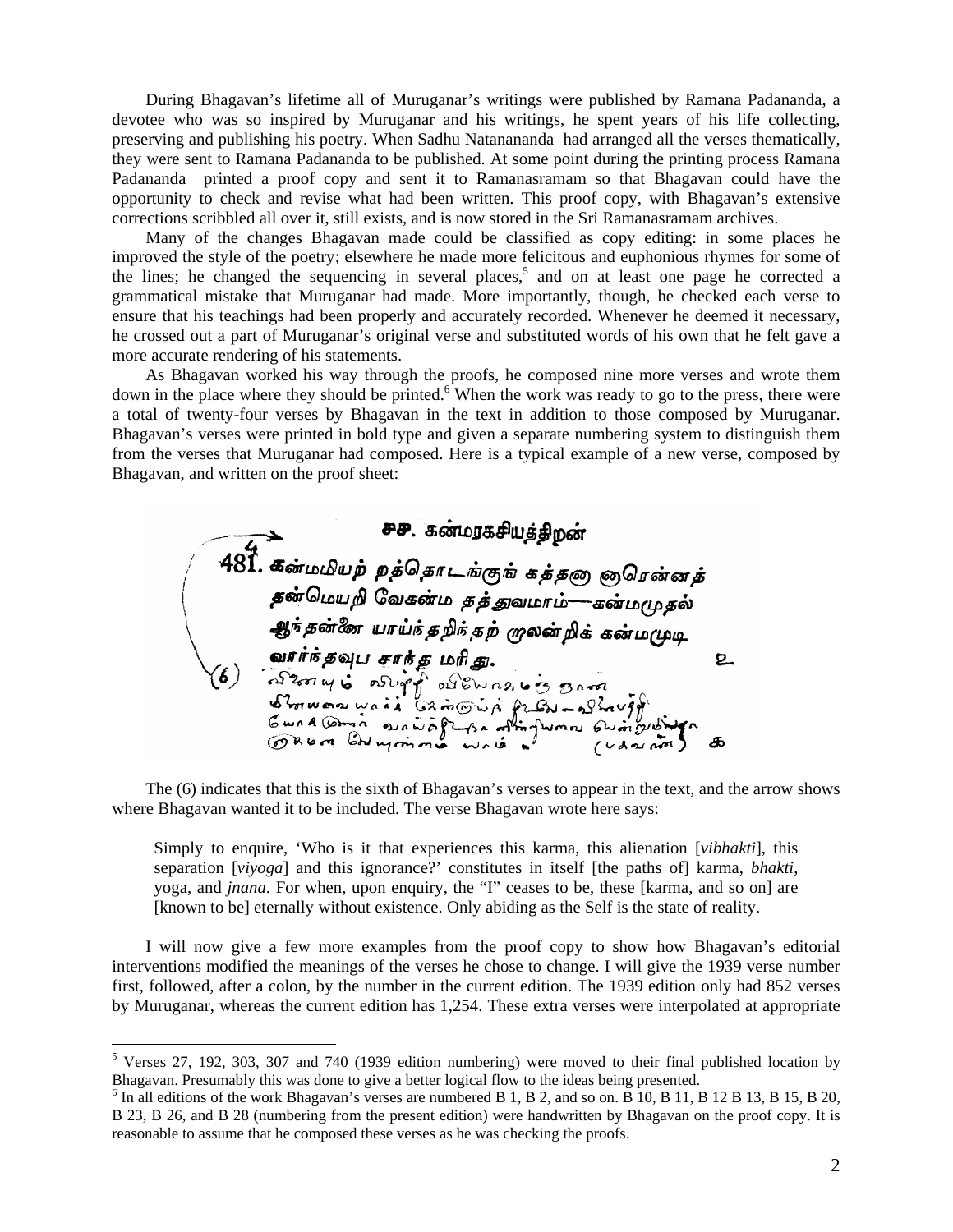During Bhagavan's lifetime all of Muruganar's writings were published by Ramana Padananda, a devotee who was so inspired by Muruganar and his writings, he spent years of his life collecting, preserving and publishing his poetry. When Sadhu Natanananda had arranged all the verses thematically, they were sent to Ramana Padananda to be published. At some point during the printing process Ramana Padananda printed a proof copy and sent it to Ramanasramam so that Bhagavan could have the opportunity to check and revise what had been written. This proof copy, with Bhagavan's extensive corrections scribbled all over it, still exists, and is now stored in the Sri Ramanasramam archives.

Many of the changes Bhagavan made could be classified as copy editing: in some places he improved the style of the poetry; elsewhere he made more felicitous and euphonious rhymes for some of the lines; he changed the sequencing in several places,[5] and on at least one page he corrected a grammatical mistake that Muruganar had made. More importantly, though, he checked each verse to ensure that his teachings had been properly and accurately recorded. Whenever he deemed it necessary, he crossed out a part of Muruganar's original verse and substituted words of his own that he felt gave a more accurate rendering of his statements.

As Bhagavan worked his way through the proofs, he composed nine more verses and wrote them down in the place where they should be printed.[6] When the work was ready to go to the press, there were a total of twenty-four verses by Bhagavan in the text in addition to those composed by Muruganar. Bhagavan's verses were printed in bold type and given a separate numbering system to distinguish them from the verses that Muruganar had composed. Here is a typical example of a new verse, composed by Bhagavan, and written on the proof sheet:

The (6) indicates that this is the sixth of Bhagavan's verses to appear in the text, and the arrow shows where Bhagavan wanted it to be included. The verse Bhagavan wrote here says:

> Simply to enquire, 'Who is it that experiences this karma, this alienation [*vibhakti*], this separation [*viyoga*] and this ignorance?' constitutes in itself [the paths of] karma, *bhakti*, yoga, and *jnana*. For when, upon enquiry, the "I" ceases to be, these [karma, and so on] are [known to be] eternally without existence. Only abiding as the Self is the state of reality.

I will now give a few more examples from the proof copy to show how Bhagavan's editorial interventions modified the meanings of the verses he chose to change. I will give the 1939 verse number first, followed, after a colon, by the number in the current edition. The 1939 edition only had 852 verses by Muruganar, whereas the current edition has 1,254. These extra verses were interpolated at appropriate

---

[5] Verses 27, 192, 303, 307 and 740 (1939 edition numbering) were moved to their final published location by Bhagavan. Presumably this was done to give a better logical flow to the ideas being presented.

[6] In all editions of the work Bhagavan's verses are numbered B 1, B 2, and so on. B 10, B 11, B 12 B 13, B 15, B 20, B 23, B 26, and B 28 (numbering from the present edition) were handwritten by Bhagavan on the proof copy. It is reasonable to assume that he composed these verses as he was checking the proofs.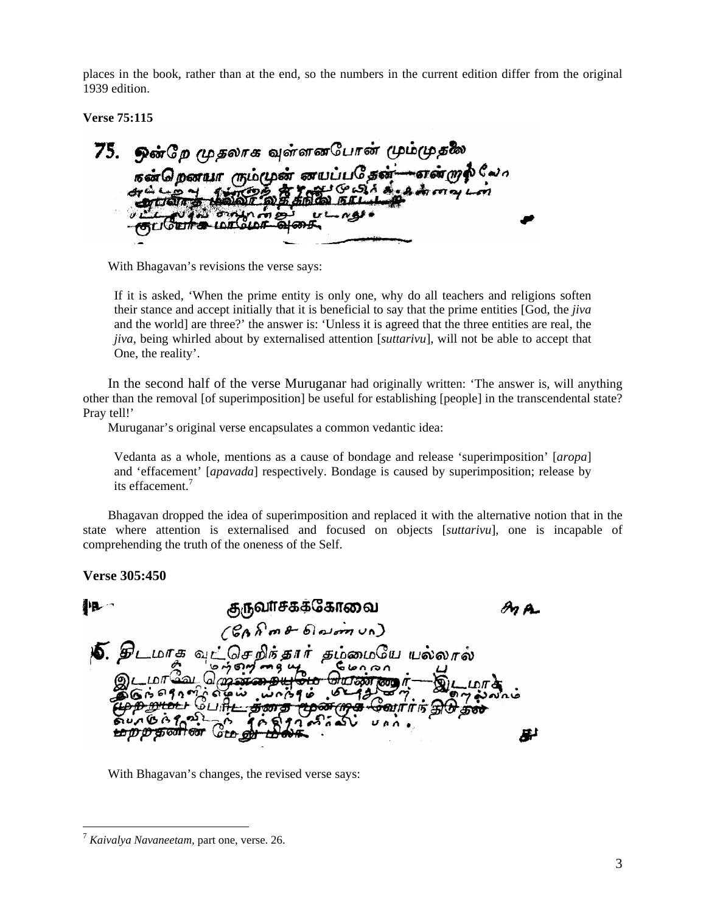places in the book, rather than at the end, so the numbers in the current edition differ from the original 1939 edition.

**Verse 75:115**

With Bhagavan's revisions the verse says:

> If it is asked, 'When the prime entity is only one, why do all teachers and religions soften their stance and accept initially that it is beneficial to say that the prime entities [God, the *jiva* and the world] are three?' the answer is: 'Unless it is agreed that the three entities are real, the *jiva*, being whirled about by externalised attention [*suttarivu*], will not be able to accept that One, the reality'.

In the second half of the verse Muruganar had originally written: 'The answer is, will anything other than the removal [of superimposition] be useful for establishing [people] in the transcendental state? Pray tell!'

Muruganar's original verse encapsulates a common vedantic idea:

> Vedanta as a whole, mentions as a cause of bondage and release 'superimposition' [*aropa*] and 'effacement' [*apavada*] respectively. Bondage is caused by superimposition; release by its effacement.[7]

Bhagavan dropped the idea of superimposition and replaced it with the alternative notion that in the state where attention is externalised and focused on objects [*suttarivu*], one is incapable of comprehending the truth of the oneness of the Self.

**Verse 305:450**

With Bhagavan's changes, the revised verse says:

---

[7] *Kaivalya Navaneetam,* part one, verse. 26.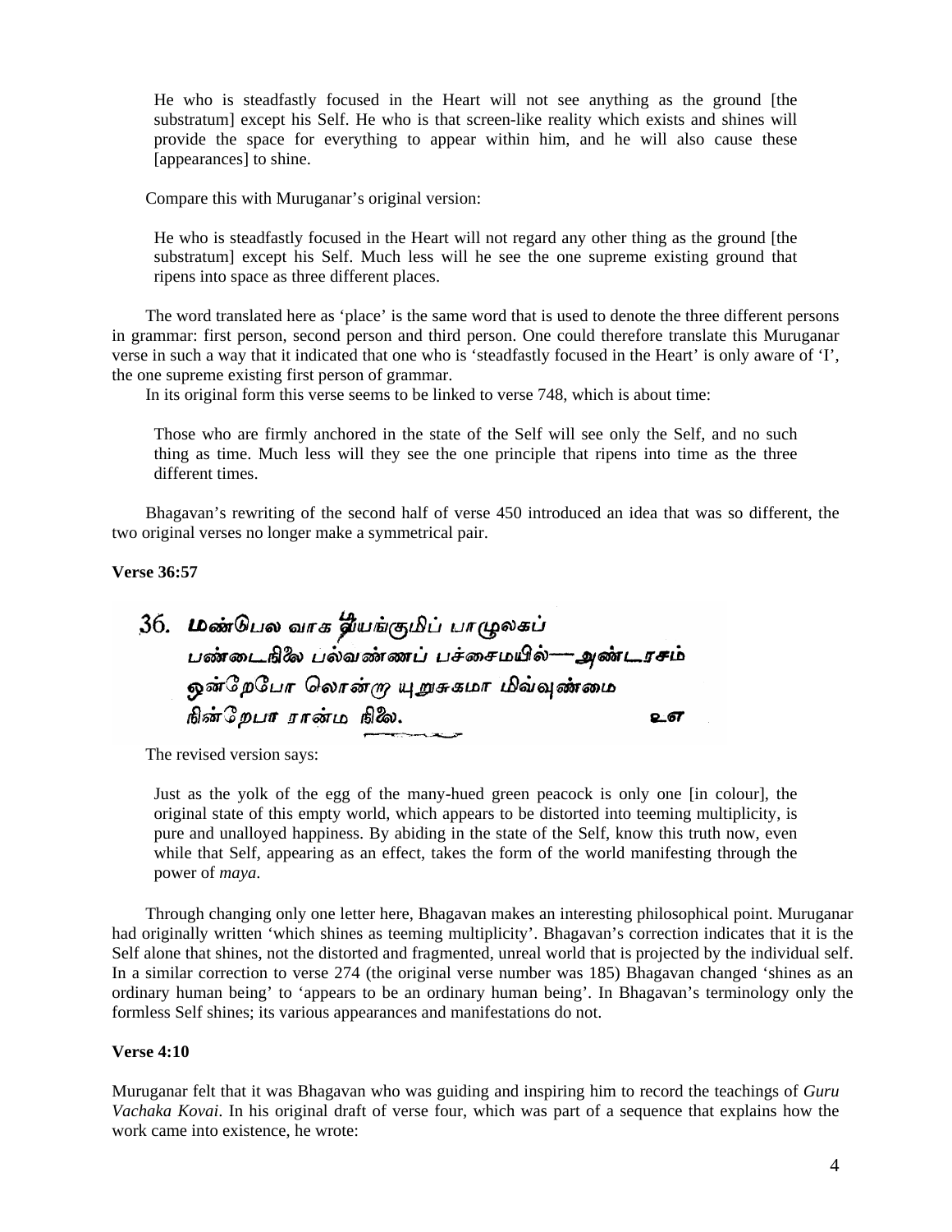> He who is steadfastly focused in the Heart will not see anything as the ground [the substratum] except his Self. He who is that screen-like reality which exists and shines will provide the space for everything to appear within him, and he will also cause these [appearances] to shine.

Compare this with Muruganar's original version:

> He who is steadfastly focused in the Heart will not regard any other thing as the ground [the substratum] except his Self. Much less will he see the one supreme existing ground that ripens into space as three different places.

The word translated here as 'place' is the same word that is used to denote the three different persons in grammar: first person, second person and third person. One could therefore translate this Muruganar verse in such a way that it indicated that one who is 'steadfastly focused in the Heart' is only aware of 'I', the one supreme existing first person of grammar.

In its original form this verse seems to be linked to verse 748, which is about time:

> Those who are firmly anchored in the state of the Self will see only the Self, and no such thing as time. Much less will they see the one principle that ripens into time as the three different times.

Bhagavan's rewriting of the second half of verse 450 introduced an idea that was so different, the two original verses no longer make a symmetrical pair.

**Verse 36:57**

36. மண்டுபல வாக தீயங்குமிப் பாழுலகப்
பண்டைநிலை பல்வண்ணப் பச்சைமயில்— அண்டரசம்
ஒன்றேபோ லொன்று யுறுசுகமா மிவ்வுண்மை
நின்றேபா ரான்ம நிலை. உஎ

The revised version says:

> Just as the yolk of the egg of the many-hued green peacock is only one [in colour], the original state of this empty world, which appears to be distorted into teeming multiplicity, is pure and unalloyed happiness. By abiding in the state of the Self, know this truth now, even while that Self, appearing as an effect, takes the form of the world manifesting through the power of *maya*.

Through changing only one letter here, Bhagavan makes an interesting philosophical point. Muruganar had originally written 'which shines as teeming multiplicity'. Bhagavan's correction indicates that it is the Self alone that shines, not the distorted and fragmented, unreal world that is projected by the individual self. In a similar correction to verse 274 (the original verse number was 185) Bhagavan changed 'shines as an ordinary human being' to 'appears to be an ordinary human being'. In Bhagavan's terminology only the formless Self shines; its various appearances and manifestations do not.

**Verse 4:10**

Muruganar felt that it was Bhagavan who was guiding and inspiring him to record the teachings of *Guru Vachaka Kovai*. In his original draft of verse four, which was part of a sequence that explains how the work came into existence, he wrote: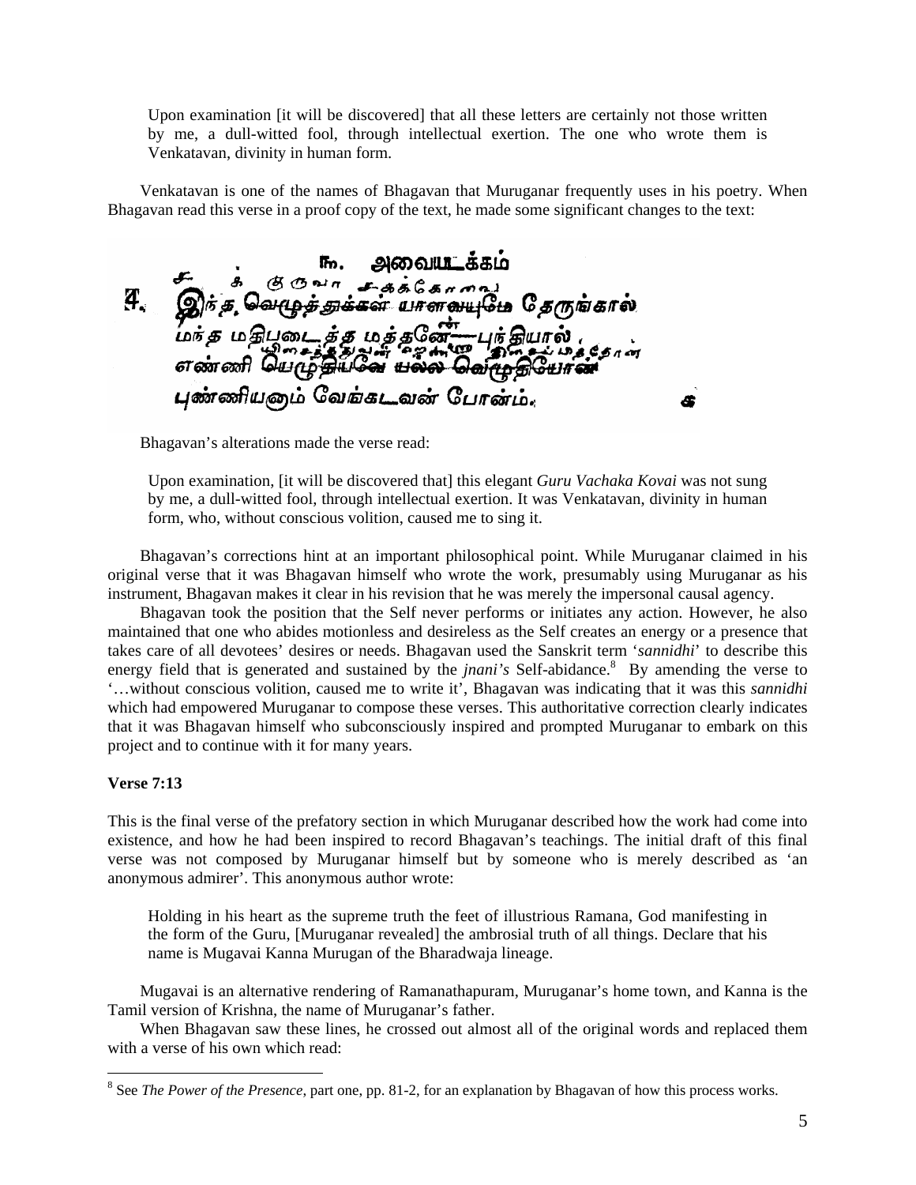Upon examination [it will be discovered] that all these letters are certainly not those written by me, a dull-witted fool, through intellectual exertion. The one who wrote them is Venkatavan, divinity in human form.

Venkatavan is one of the names of Bhagavan that Muruganar frequently uses in his poetry. When Bhagavan read this verse in a proof copy of the text, he made some significant changes to the text:

அவையடக்கம்

4. இந்த வெழுத்துக்கள் யாவுமே தேருங்கால்
மந்த மதிபடைத்த மத்தனே — புந்தியால்
எண்ணி யெழுதியவை யல்ல வெழுதியோன்
புண்ணியனும் வேங்கடவன் போன்ம்.

Bhagavan's alterations made the verse read:

> Upon examination, [it will be discovered that] this elegant *Guru Vachaka Kovai* was not sung by me, a dull-witted fool, through intellectual exertion. It was Venkatavan, divinity in human form, who, without conscious volition, caused me to sing it.

Bhagavan's corrections hint at an important philosophical point. While Muruganar claimed in his original verse that it was Bhagavan himself who wrote the work, presumably using Muruganar as his instrument, Bhagavan makes it clear in his revision that he was merely the impersonal causal agency.

Bhagavan took the position that the Self never performs or initiates any action. However, he also maintained that one who abides motionless and desireless as the Self creates an energy or a presence that takes care of all devotees' desires or needs. Bhagavan used the Sanskrit term '*sannidhi*' to describe this energy field that is generated and sustained by the *jnani's* Self-abidance.[8] By amending the verse to '…without conscious volition, caused me to write it', Bhagavan was indicating that it was this *sannidhi* which had empowered Muruganar to compose these verses. This authoritative correction clearly indicates that it was Bhagavan himself who subconsciously inspired and prompted Muruganar to embark on this project and to continue with it for many years.

**Verse 7:13**

This is the final verse of the prefatory section in which Muruganar described how the work had come into existence, and how he had been inspired to record Bhagavan's teachings. The initial draft of this final verse was not composed by Muruganar himself but by someone who is merely described as 'an anonymous admirer'. This anonymous author wrote:

> Holding in his heart as the supreme truth the feet of illustrious Ramana, God manifesting in the form of the Guru, [Muruganar revealed] the ambrosial truth of all things. Declare that his name is Mugavai Kanna Murugan of the Bharadwaja lineage.

Mugavai is an alternative rendering of Ramanathapuram, Muruganar's home town, and Kanna is the Tamil version of Krishna, the name of Muruganar's father.

When Bhagavan saw these lines, he crossed out almost all of the original words and replaced them with a verse of his own which read:

[8] See *The Power of the Presence*, part one, pp. 81-2, for an explanation by Bhagavan of how this process works.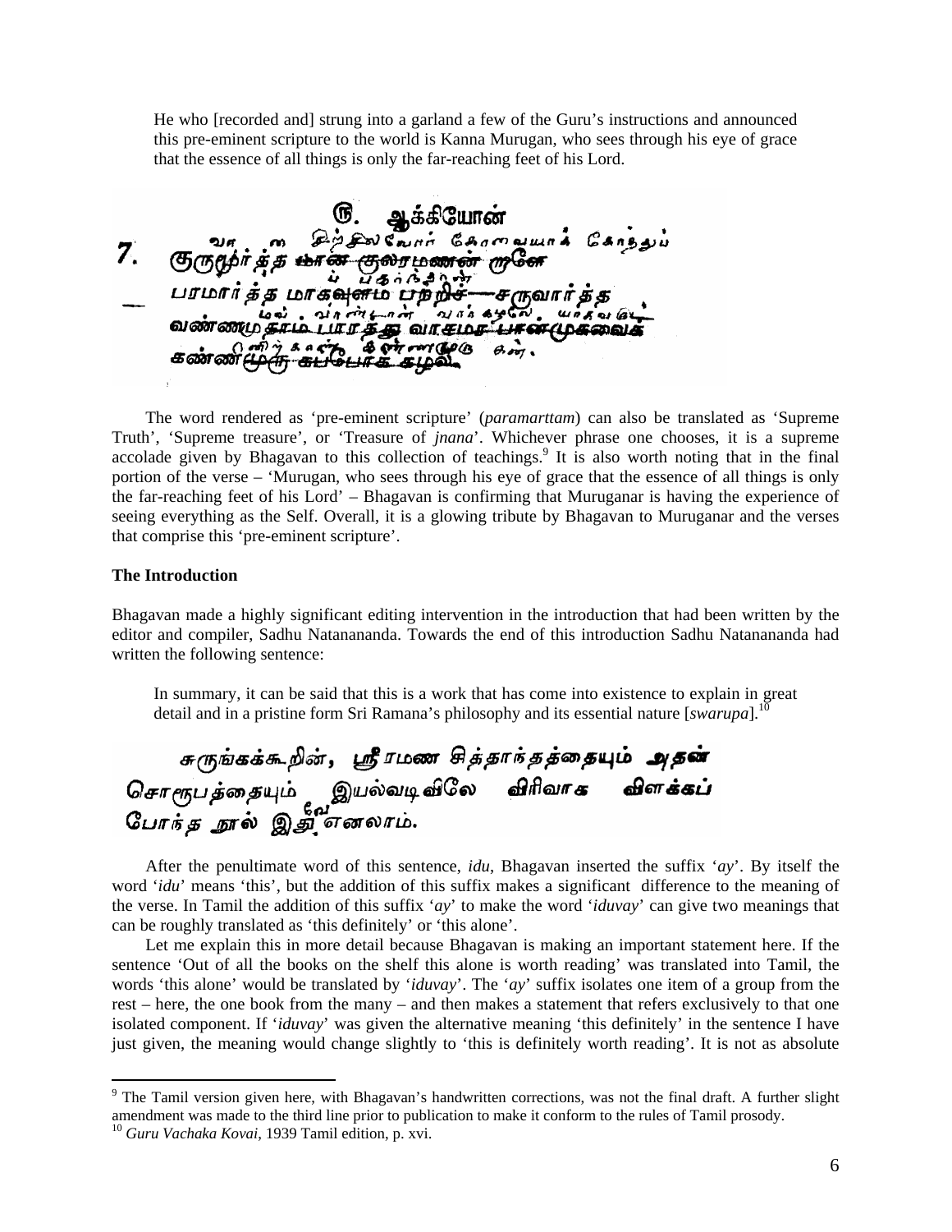He who [recorded and] strung into a garland a few of the Guru's instructions and announced this pre-eminent scripture to the world is Kanna Murugan, who sees through his eye of grace that the essence of all things is only the far-reaching feet of his Lord.

ரு. ஆக்கியோன்

7\. குருமூர்த்த மான குலரமணன் றனே
பரமார்த்த மாகவுளம் பற்றிச் — சருவார்த்த
வண்ணமுதாம் பாரத்த வாசமரா பான்முகவைக்
கண்ணருளு கப்பாக கழல்.

The word rendered as 'pre-eminent scripture' (*paramarttam*) can also be translated as 'Supreme Truth', 'Supreme treasure', or 'Treasure of *jnana*'. Whichever phrase one chooses, it is a supreme accolade given by Bhagavan to this collection of teachings.[9] It is also worth noting that in the final portion of the verse – 'Murugan, who sees through his eye of grace that the essence of all things is only the far-reaching feet of his Lord' – Bhagavan is confirming that Muruganar is having the experience of seeing everything as the Self. Overall, it is a glowing tribute by Bhagavan to Muruganar and the verses that comprise this 'pre-eminent scripture'.

**The Introduction**

Bhagavan made a highly significant editing intervention in the introduction that had been written by the editor and compiler, Sadhu Natanananda. Towards the end of this introduction Sadhu Natanananda had written the following sentence:

In summary, it can be said that this is a work that has come into existence to explain in great detail and in a pristine form Sri Ramana's philosophy and its essential nature [*swarupa*].[10]

சுருங்கக்கூறின், ஸ்ரீ ரமண சித்தாந்தத்தையும் அதன் சொரூபத்தையும் இயல்வடிவிலே விரிவாக விளக்கப் போந்த நூல் இதுவே எனலாம்.

After the penultimate word of this sentence, *idu*, Bhagavan inserted the suffix '*ay*'. By itself the word '*idu*' means 'this', but the addition of this suffix makes a significant difference to the meaning of the verse. In Tamil the addition of this suffix '*ay*' to make the word '*iduvay*' can give two meanings that can be roughly translated as 'this definitely' or 'this alone'.

Let me explain this in more detail because Bhagavan is making an important statement here. If the sentence 'Out of all the books on the shelf this alone is worth reading' was translated into Tamil, the words 'this alone' would be translated by '*iduvay*'. The '*ay*' suffix isolates one item of a group from the rest – here, the one book from the many – and then makes a statement that refers exclusively to that one isolated component. If '*iduvay*' was given the alternative meaning 'this definitely' in the sentence I have just given, the meaning would change slightly to 'this is definitely worth reading'. It is not as absolute

---

[9] The Tamil version given here, with Bhagavan's handwritten corrections, was not the final draft. A further slight amendment was made to the third line prior to publication to make it conform to the rules of Tamil prosody.

[10] *Guru Vachaka Kovai*, 1939 Tamil edition, p. xvi.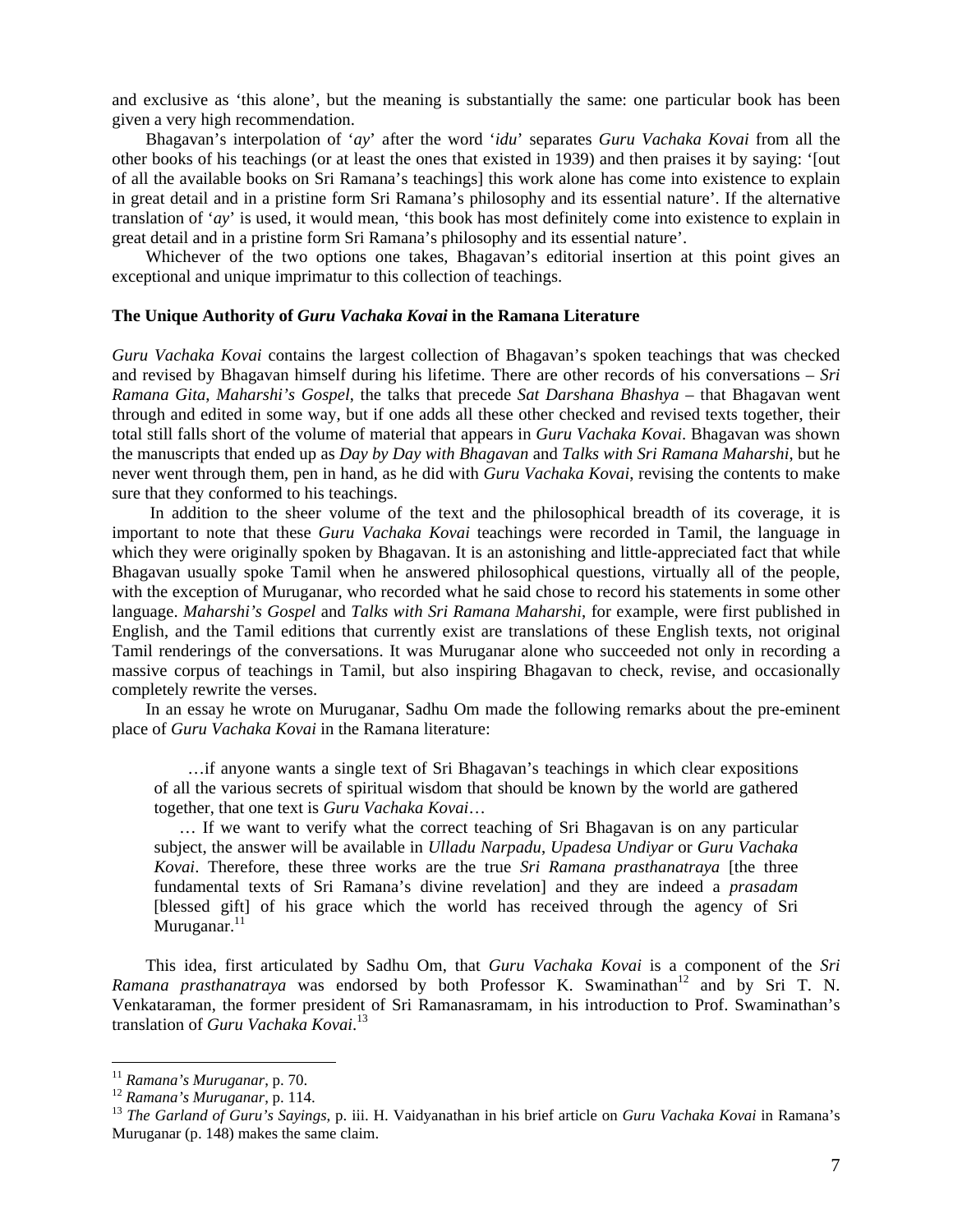and exclusive as 'this alone', but the meaning is substantially the same: one particular book has been given a very high recommendation.

Bhagavan's interpolation of '*ay*' after the word '*idu*' separates *Guru Vachaka Kovai* from all the other books of his teachings (or at least the ones that existed in 1939) and then praises it by saying: '[out of all the available books on Sri Ramana's teachings] this work alone has come into existence to explain in great detail and in a pristine form Sri Ramana's philosophy and its essential nature'. If the alternative translation of '*ay*' is used, it would mean, 'this book has most definitely come into existence to explain in great detail and in a pristine form Sri Ramana's philosophy and its essential nature'.

Whichever of the two options one takes, Bhagavan's editorial insertion at this point gives an exceptional and unique imprimatur to this collection of teachings.

### The Unique Authority of *Guru Vachaka Kovai* in the Ramana Literature

*Guru Vachaka Kovai* contains the largest collection of Bhagavan's spoken teachings that was checked and revised by Bhagavan himself during his lifetime. There are other records of his conversations – *Sri Ramana Gita*, *Maharshi's Gospel*, the talks that precede *Sat Darshana Bhashya* – that Bhagavan went through and edited in some way, but if one adds all these other checked and revised texts together, their total still falls short of the volume of material that appears in *Guru Vachaka Kovai*. Bhagavan was shown the manuscripts that ended up as *Day by Day with Bhagavan* and *Talks with Sri Ramana Maharshi*, but he never went through them, pen in hand, as he did with *Guru Vachaka Kovai*, revising the contents to make sure that they conformed to his teachings.

In addition to the sheer volume of the text and the philosophical breadth of its coverage, it is important to note that these *Guru Vachaka Kovai* teachings were recorded in Tamil, the language in which they were originally spoken by Bhagavan. It is an astonishing and little-appreciated fact that while Bhagavan usually spoke Tamil when he answered philosophical questions, virtually all of the people, with the exception of Muruganar, who recorded what he said chose to record his statements in some other language. *Maharshi's Gospel* and *Talks with Sri Ramana Maharshi*, for example, were first published in English, and the Tamil editions that currently exist are translations of these English texts, not original Tamil renderings of the conversations. It was Muruganar alone who succeeded not only in recording a massive corpus of teachings in Tamil, but also inspiring Bhagavan to check, revise, and occasionally completely rewrite the verses.

In an essay he wrote on Muruganar, Sadhu Om made the following remarks about the pre-eminent place of *Guru Vachaka Kovai* in the Ramana literature:

> …if anyone wants a single text of Sri Bhagavan's teachings in which clear expositions of all the various secrets of spiritual wisdom that should be known by the world are gathered together, that one text is *Guru Vachaka Kovai*…
>
> … If we want to verify what the correct teaching of Sri Bhagavan is on any particular subject, the answer will be available in *Ulladu Narpadu*, *Upadesa Undiyar* or *Guru Vachaka Kovai*. Therefore, these three works are the true *Sri Ramana prasthanatraya* [the three fundamental texts of Sri Ramana's divine revelation] and they are indeed a *prasadam* [blessed gift] of his grace which the world has received through the agency of Sri Muruganar.[11]

This idea, first articulated by Sadhu Om, that *Guru Vachaka Kovai* is a component of the *Sri Ramana prasthanatraya* was endorsed by both Professor K. Swaminathan[12] and by Sri T. N. Venkataraman, the former president of Sri Ramanasramam, in his introduction to Prof. Swaminathan's translation of *Guru Vachaka Kovai*.[13]

---

[11] *Ramana's Muruganar*, p. 70.

[12] *Ramana's Muruganar*, p. 114.

[13] *The Garland of Guru's Sayings*, p. iii. H. Vaidyanathan in his brief article on *Guru Vachaka Kovai* in Ramana's Muruganar (p. 148) makes the same claim.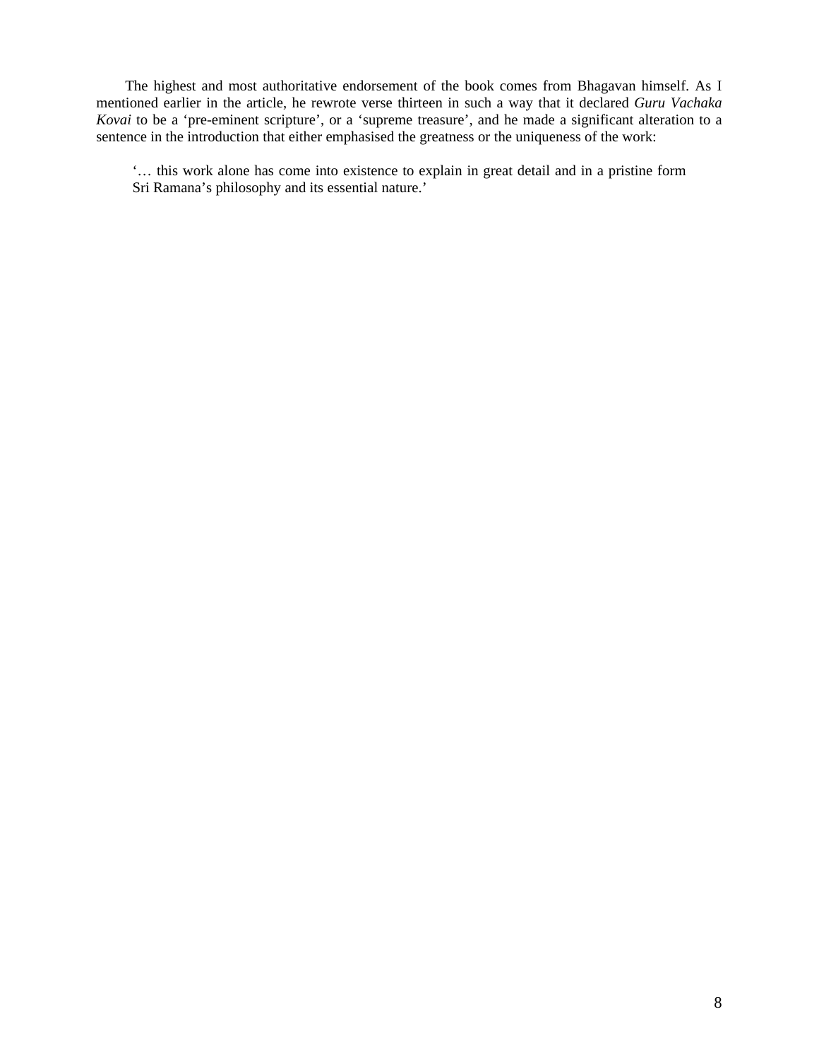The highest and most authoritative endorsement of the book comes from Bhagavan himself. As I mentioned earlier in the article, he rewrote verse thirteen in such a way that it declared *Guru Vachaka Kovai* to be a ‘pre-eminent scripture’, or a ‘supreme treasure’, and he made a significant alteration to a sentence in the introduction that either emphasised the greatness or the uniqueness of the work:

> ‘… this work alone has come into existence to explain in great detail and in a pristine form Sri Ramana’s philosophy and its essential nature.’